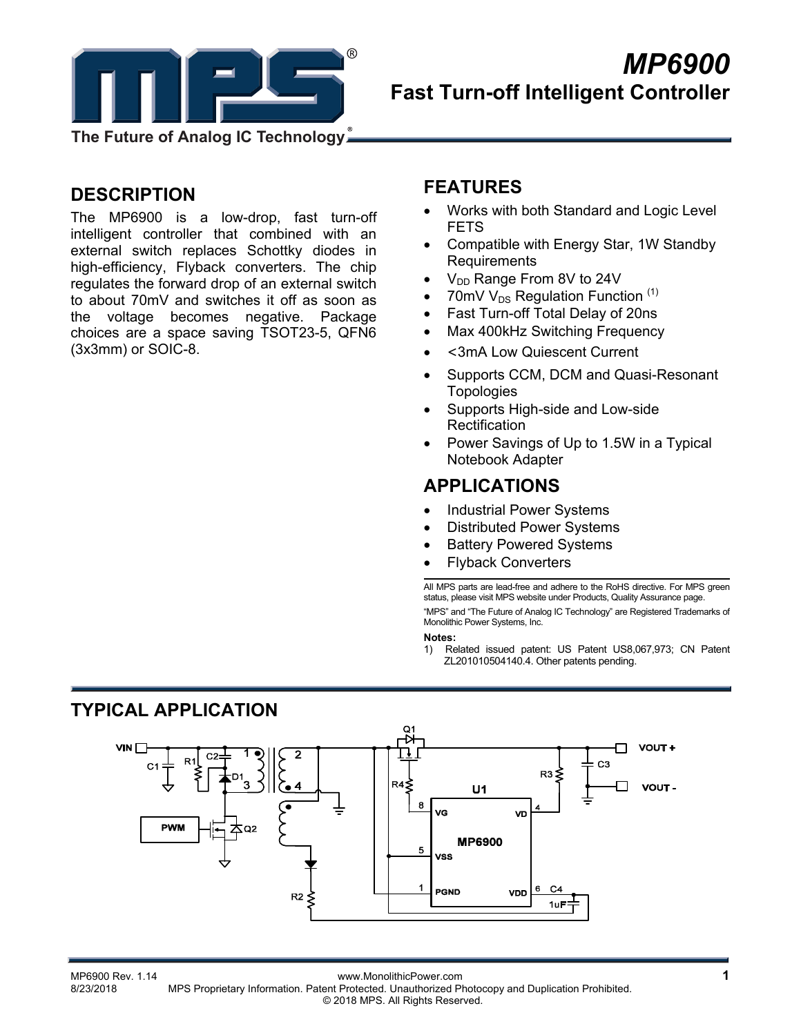# MP6900

## Fast Turn-off Intelligent Controller

The Future of Analog IC Technology

## DESCRIPTION

The MP6900 is a low-drop, fast turn-off intelligent controller that combined with an external switch replaces Schottky diodes in high-efficiency, Flyback converters. The chip regulates the forward drop of an external switch to about 70mV and switches it off as soon as the voltage becomes negative. Package choices are a space saving TSOT23-5, QFN6 (3x3mm) or SOIC-8.

## FEATURES

- Works with both Standard and Logic Level FETS
- Compatible with Energy Star, 1W Standby Requirements
- $V_{DD}$ Range From 8V to 24V
- 70mV $V_{DS}$ Regulation Function [(1)]
- Fast Turn-off Total Delay of 20ns
- Max 400kHz Switching Frequency
- <3mA Low Quiescent Current
- Supports CCM, DCM and Quasi-Resonant Topologies
- Supports High-side and Low-side Rectification
- Power Savings of Up to 1.5W in a Typical Notebook Adapter

## APPLICATIONS

- Industrial Power Systems
- Distributed Power Systems
- Battery Powered Systems
- Flyback Converters

All MPS parts are lead-free and adhere to the RoHS directive. For MPS green status, please visit MPS website under Products, Quality Assurance page.

"MPS" and "The Future of Analog IC Technology" are Registered Trademarks of Monolithic Power Systems, Inc.

**Notes:**

1) Related issued patent: US Patent US8,067,973; CN Patent ZL201010504140.4. Other patents pending.

## TYPICAL APPLICATION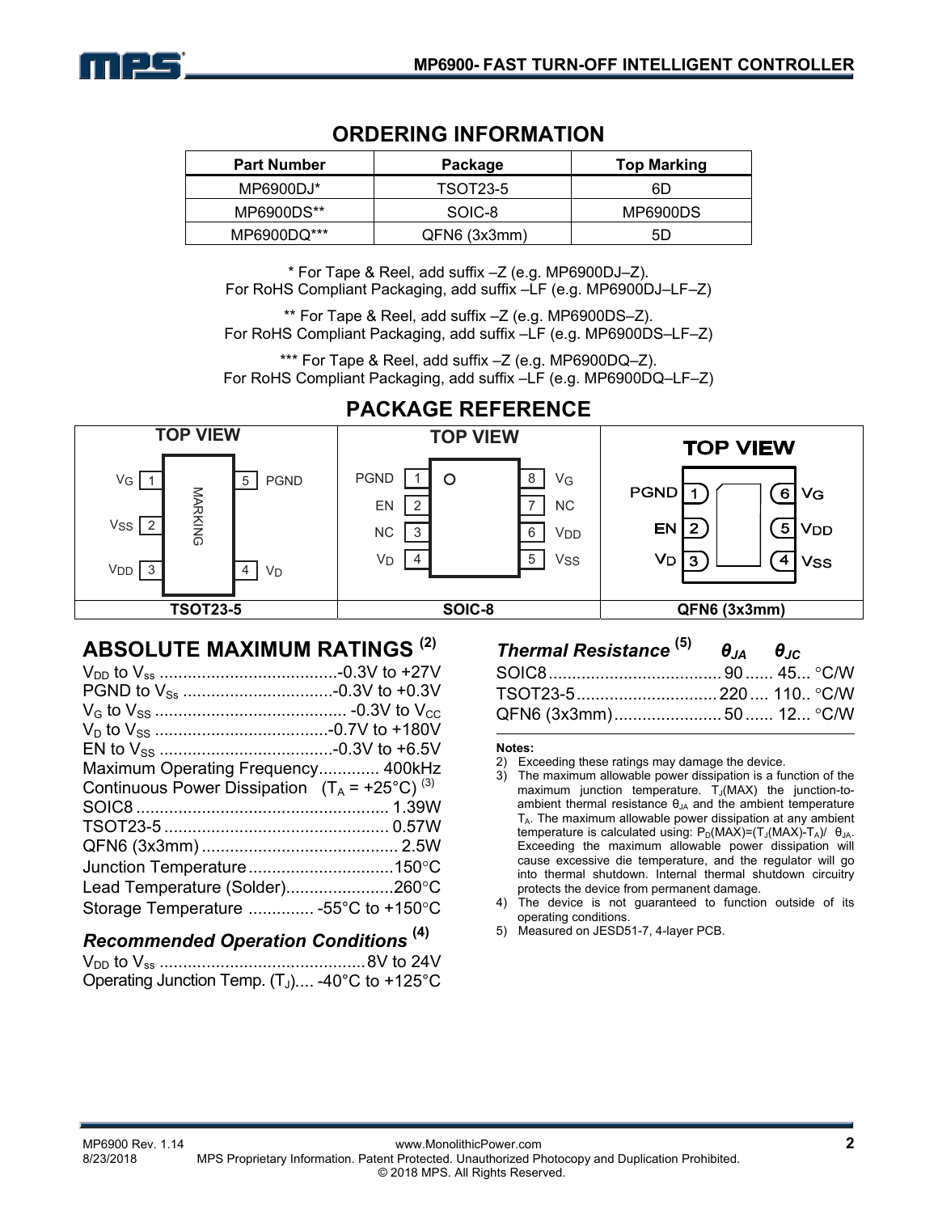## ORDERING INFORMATION

| Part Number | Package | Top Marking |
|---|---|---|
| MP6900DJ* | TSOT23-5 | 6D |
| MP6900DS** | SOIC-8 | MP6900DS |
| MP6900DQ*** | QFN6 (3x3mm) | 5D |

\* For Tape & Reel, add suffix –Z (e.g. MP6900DJ–Z).
For RoHS Compliant Packaging, add suffix –LF (e.g. MP6900DJ–LF–Z)

** For Tape & Reel, add suffix –Z (e.g. MP6900DS–Z).
For RoHS Compliant Packaging, add suffix –LF (e.g. MP6900DS–LF–Z)

*** For Tape & Reel, add suffix –Z (e.g. MP6900DQ–Z).
For RoHS Compliant Packaging, add suffix –LF (e.g. MP6900DQ–LF–Z)

## PACKAGE REFERENCE

| TSOT23-5 (TOP VIEW) | SOIC-8 (TOP VIEW) | QFN6 (3x3mm) (TOP VIEW) |
|---|---|---|
| 1 $V_G$ | 1 PGND | 1 PGND |
| 2 $V_{SS}$ | 2 EN | 2 EN |
| 3 $V_{DD}$ | 3 NC | 3 $V_D$ |
| 4 $V_D$ | 4 $V_D$ | 4 $V_{SS}$ |
| 5 PGND | 5 $V_{SS}$ | 5 $V_{DD}$ |
| | 6 $V_{DD}$ | 6 $V_G$ |
| | 7 NC | |
| | 8 $V_G$ | |

## ABSOLUTE MAXIMUM RATINGS [2]

$V_{DD}$ to $V_{ss}$ .......................................-0.3V to +27V
PGND to $V_{Ss}$ .................................-0.3V to +0.3V
$V_G$ to $V_{SS}$ ......................................... -0.3V to $V_{CC}$
$V_D$ to $V_{SS}$ ......................................-0.7V to +180V
EN to $V_{SS}$ .......................................-0.3V to +6.5V
Maximum Operating Frequency............. 400kHz
Continuous Power Dissipation ($T_A$ = +25°C) [3]
SOIC8 ...................................................... 1.39W
TSOT23-5 ................................................ 0.57W
QFN6 (3x3mm) .......................................... 2.5W
Junction Temperature ...............................150°C
Lead Temperature (Solder).......................260°C
Storage Temperature .............. -55°C to +150°C

### *Recommended Operation Conditions* [4]

$V_{DD}$ to $V_{ss}$ ............................................8V to 24V
Operating Junction Temp. ($T_J$).... -40°C to +125°C

### *Thermal Resistance* [5] $\theta_{JA}$ $\theta_{JC}$

| | $\theta_{JA}$ | $\theta_{JC}$ | |
|---|---|---|---|
| SOIC8 | 90 | 45 | °C/W |
| TSOT23-5 | 220 | 110 | °C/W |
| QFN6 (3x3mm) | 50 | 12 | °C/W |

**Notes:**

2) Exceeding these ratings may damage the device.
3) The maximum allowable power dissipation is a function of the maximum junction temperature. $T_J$(MAX) the junction-to-ambient thermal resistance $\theta_{JA}$ and the ambient temperature $T_A$. The maximum allowable power dissipation at any ambient temperature is calculated using: $P_D(MAX)=(T_J(MAX)-T_A)/\ \theta_{JA}$. Exceeding the maximum allowable power dissipation will cause excessive die temperature, and the regulator will go into thermal shutdown. Internal thermal shutdown circuitry protects the device from permanent damage.
4) The device is not guaranteed to function outside of its operating conditions.
5) Measured on JESD51-7, 4-layer PCB.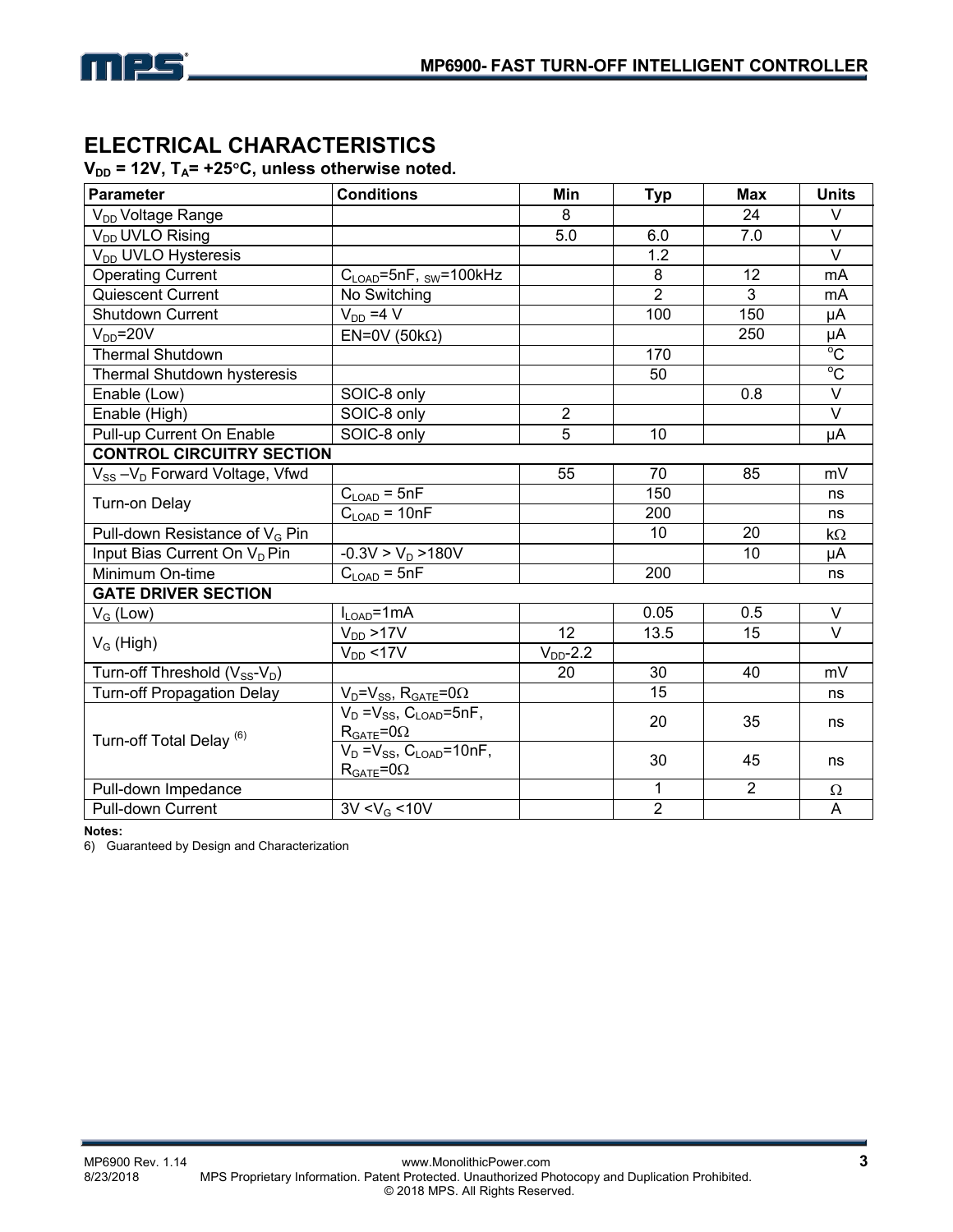## ELECTRICAL CHARACTERISTICS

**$V_{DD}$ = 12V, $T_A$= +25°C, unless otherwise noted.**

| Parameter | Conditions | Min | Typ | Max | Units |
|---|---|---|---|---|---|
| $V_{DD}$ Voltage Range | | 8 | | 24 | V |
| $V_{DD}$ UVLO Rising | | 5.0 | 6.0 | 7.0 | V |
| $V_{DD}$ UVLO Hysteresis | | | 1.2 | | V |
| Operating Current | $C_{LOAD}$=5nF, $_{SW}$=100kHz | | 8 | 12 | mA |
| Quiescent Current | No Switching | | 2 | 3 | mA |
| Shutdown Current | $V_{DD}$ =4 V | | 100 | 150 | µA |
| $V_{DD}$=20V | EN=0V (50kΩ) | | | 250 | µA |
| Thermal Shutdown | | | 170 | | °C |
| Thermal Shutdown hysteresis | | | 50 | | °C |
| Enable (Low) | SOIC-8 only | | | 0.8 | V |
| Enable (High) | SOIC-8 only | 2 | | | V |
| Pull-up Current On Enable | SOIC-8 only | 5 | 10 | | µA |
| **CONTROL CIRCUITRY SECTION** | | | | | |
| $V_{SS}$ –$V_D$ Forward Voltage, Vfwd | | 55 | 70 | 85 | mV |
| Turn-on Delay | $C_{LOAD}$ = 5nF | | 150 | | ns |
| | $C_{LOAD}$ = 10nF | | 200 | | ns |
| Pull-down Resistance of $V_G$ Pin | | | 10 | 20 | kΩ |
| Input Bias Current On $V_D$ Pin | -0.3V > $V_D$ >180V | | | 10 | µA |
| Minimum On-time | $C_{LOAD}$ = 5nF | | 200 | | ns |
| **GATE DRIVER SECTION** | | | | | |
| $V_G$ (Low) | $I_{LOAD}$=1mA | | 0.05 | 0.5 | V |
| $V_G$ (High) | $V_{DD}$ >17V | 12 | 13.5 | 15 | V |
| | $V_{DD}$ <17V | $V_{DD}$-2.2 | | | |
| Turn-off Threshold ($V_{SS}$-$V_D$) | | 20 | 30 | 40 | mV |
| Turn-off Propagation Delay | $V_D$=$V_{SS}$, $R_{GATE}$=0Ω | | 15 | | ns |
| Turn-off Total Delay [6] | $V_D$ =$V_{SS}$, $C_{LOAD}$=5nF, $R_{GATE}$=0Ω | | 20 | 35 | ns |
| | $V_D$ =$V_{SS}$, $C_{LOAD}$=10nF, $R_{GATE}$=0Ω | | 30 | 45 | ns |
| Pull-down Impedance | | | 1 | 2 | Ω |
| Pull-down Current | 3V <$V_G$ <10V | | 2 | | A |

**Notes:**

6) Guaranteed by Design and Characterization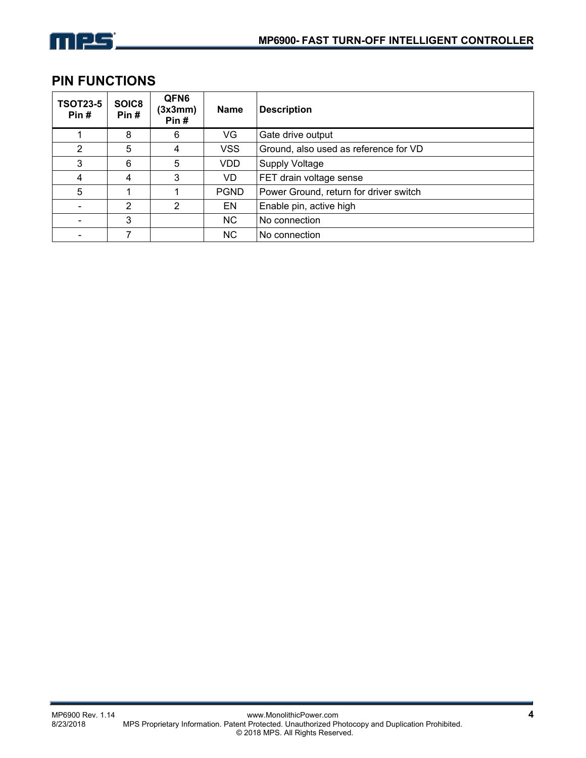## PIN FUNCTIONS

| TSOT23-5 Pin # | SOIC8 Pin # | QFN6 (3x3mm) Pin # | Name | Description |
|---|---|---|---|---|
| 1 | 8 | 6 | VG | Gate drive output |
| 2 | 5 | 4 | VSS | Ground, also used as reference for VD |
| 3 | 6 | 5 | VDD | Supply Voltage |
| 4 | 4 | 3 | VD | FET drain voltage sense |
| 5 | 1 | 1 | PGND | Power Ground, return for driver switch |
| - | 2 | 2 | EN | Enable pin, active high |
| - | 3 | | NC | No connection |
| - | 7 | | NC | No connection |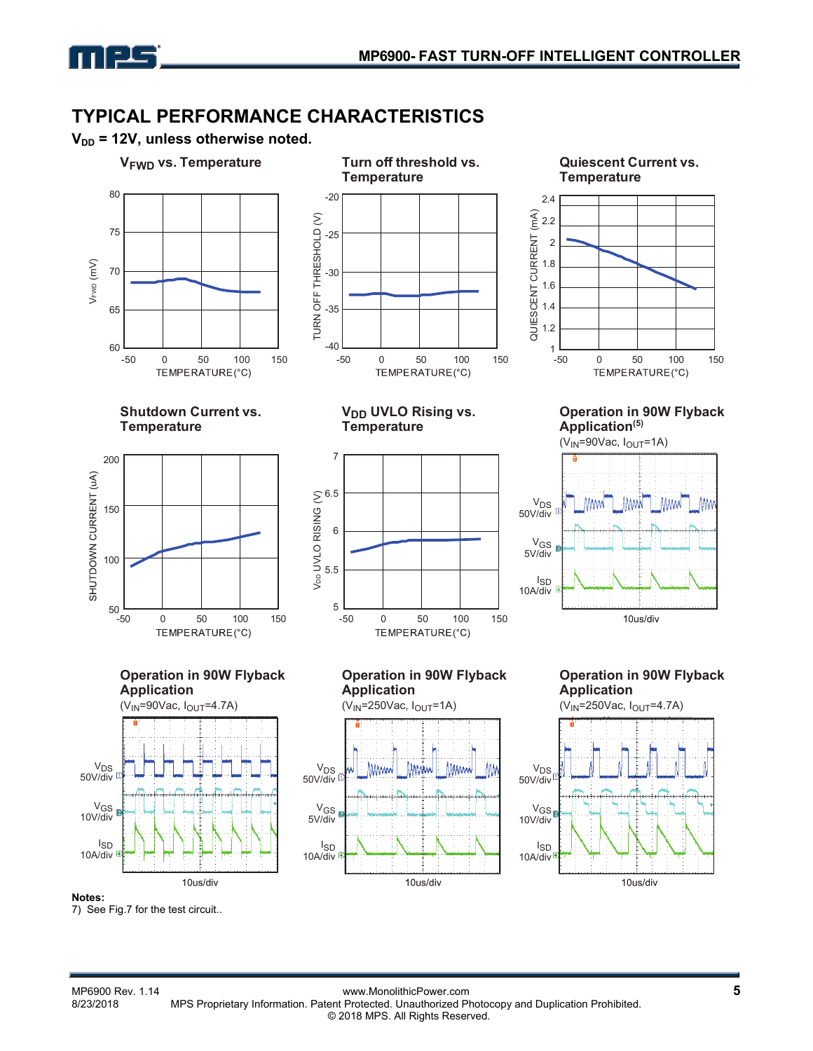## TYPICAL PERFORMANCE CHARACTERISTICS

**$V_{DD}$ = 12V, unless otherwise noted.**

**$V_{FWD}$ vs. Temperature**

**Turn off threshold vs. Temperature**

**Quiescent Current vs. Temperature**

**Shutdown Current vs. Temperature**

**$V_{DD}$ UVLO Rising vs. Temperature**

**Operation in 90W Flyback Application**[5]

($V_{IN}$=90Vac, $I_{OUT}$=1A)

**Operation in 90W Flyback Application**

($V_{IN}$=90Vac, $I_{OUT}$=4.7A)

**Operation in 90W Flyback Application**

($V_{IN}$=250Vac, $I_{OUT}$=1A)

**Operation in 90W Flyback Application**

($V_{IN}$=250Vac, $I_{OUT}$=4.7A)

**Notes:**

7) See Fig.7 for the test circuit..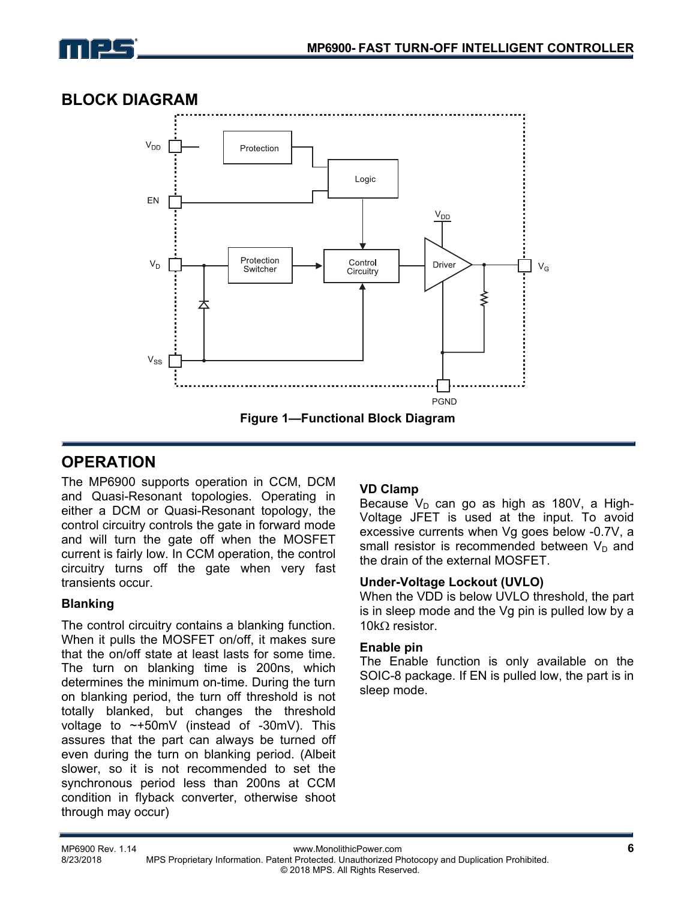## BLOCK DIAGRAM

Figure 1—Functional Block Diagram

## OPERATION

The MP6900 supports operation in CCM, DCM and Quasi-Resonant topologies. Operating in either a DCM or Quasi-Resonant topology, the control circuitry controls the gate in forward mode and will turn the gate off when the MOSFET current is fairly low. In CCM operation, the control circuitry turns off the gate when very fast transients occur.

### Blanking

The control circuitry contains a blanking function. When it pulls the MOSFET on/off, it makes sure that the on/off state at least lasts for some time. The turn on blanking time is 200ns, which determines the minimum on-time. During the turn on blanking period, the turn off threshold is not totally blanked, but changes the threshold voltage to ~+50mV (instead of -30mV). This assures that the part can always be turned off even during the turn on blanking period. (Albeit slower, so it is not recommended to set the synchronous period less than 200ns at CCM condition in flyback converter, otherwise shoot through may occur)

### VD Clamp

Because $V_D$ can go as high as 180V, a High-Voltage JFET is used at the input. To avoid excessive currents when Vg goes below -0.7V, a small resistor is recommended between $V_D$ and the drain of the external MOSFET.

### Under-Voltage Lockout (UVLO)

When the VDD is below UVLO threshold, the part is in sleep mode and the Vg pin is pulled low by a 10kΩ resistor.

### Enable pin

The Enable function is only available on the SOIC-8 package. If EN is pulled low, the part is in sleep mode.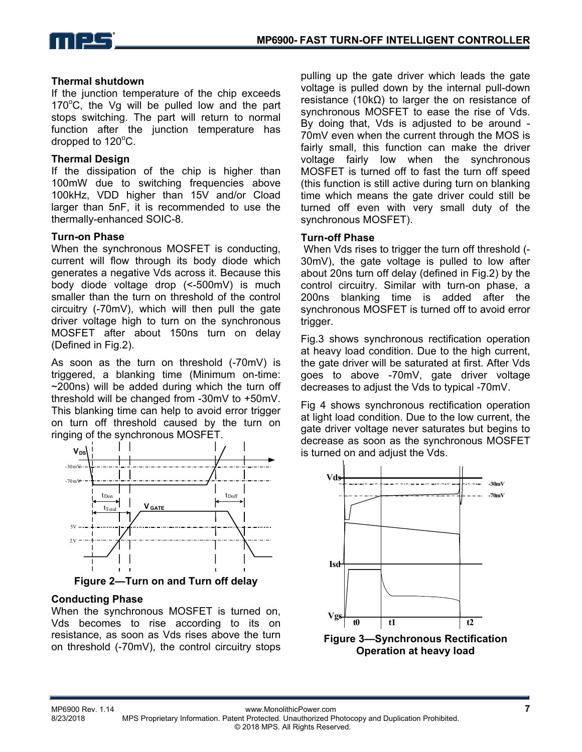### Thermal shutdown

If the junction temperature of the chip exceeds 170°C, the Vg will be pulled low and the part stops switching. The part will return to normal function after the junction temperature has dropped to 120°C.

### Thermal Design

If the dissipation of the chip is higher than 100mW due to switching frequencies above 100kHz, VDD higher than 15V and/or Cload larger than 5nF, it is recommended to use the thermally-enhanced SOIC-8.

### Turn-on Phase

When the synchronous MOSFET is conducting, current will flow through its body diode which generates a negative Vds across it. Because this body diode voltage drop (<-500mV) is much smaller than the turn on threshold of the control circuitry (-70mV), which will then pull the gate driver voltage high to turn on the synchronous MOSFET after about 150ns turn on delay (Defined in Fig.2).

As soon as the turn on threshold (-70mV) is triggered, a blanking time (Minimum on-time: ~200ns) will be added during which the turn off threshold will be changed from -30mV to +50mV. This blanking time can help to avoid error trigger on turn off threshold caused by the turn on ringing of the synchronous MOSFET.

**Figure 2—Turn on and Turn off delay**

### Conducting Phase

When the synchronous MOSFET is turned on, Vds becomes to rise according to its on resistance, as soon as Vds rises above the turn on threshold (-70mV), the control circuitry stops pulling up the gate driver which leads the gate voltage is pulled down by the internal pull-down resistance (10kΩ) to larger the on resistance of synchronous MOSFET to ease the rise of Vds. By doing that, Vds is adjusted to be around -70mV even when the current through the MOS is fairly small, this function can make the driver voltage fairly low when the synchronous MOSFET is turned off to fast the turn off speed (this function is still active during turn on blanking time which means the gate driver could still be turned off even with very small duty of the synchronous MOSFET).

### Turn-off Phase

When Vds rises to trigger the turn off threshold (-30mV), the gate voltage is pulled to low after about 20ns turn off delay (defined in Fig.2) by the control circuitry. Similar with turn-on phase, a 200ns blanking time is added after the synchronous MOSFET is turned off to avoid error trigger.

Fig.3 shows synchronous rectification operation at heavy load condition. Due to the high current, the gate driver will be saturated at first. After Vds goes to above -70mV, gate driver voltage decreases to adjust the Vds to typical -70mV.

Fig 4 shows synchronous rectification operation at light load condition. Due to the low current, the gate driver voltage never saturates but begins to decrease as soon as the synchronous MOSFET is turned on and adjust the Vds.

**Figure 3—Synchronous Rectification Operation at heavy load**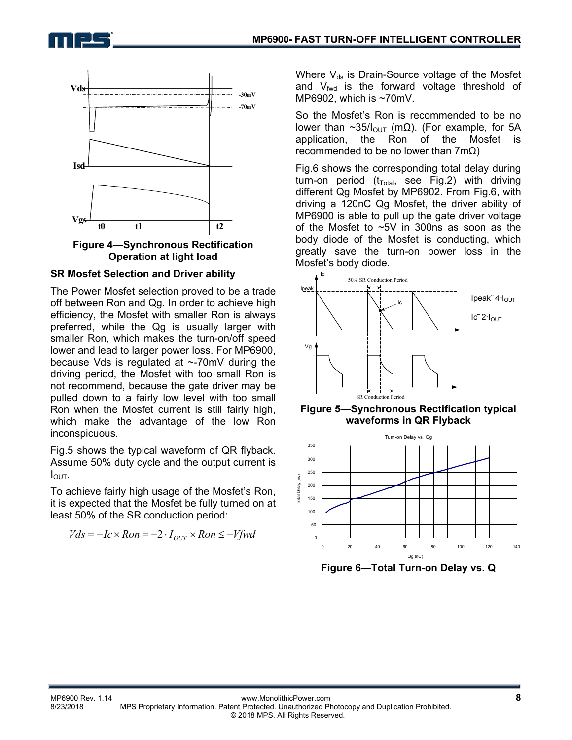Figure 4—Synchronous Rectification Operation at light load

### SR Mosfet Selection and Driver ability

The Power Mosfet selection proved to be a trade off between Ron and Qg. In order to achieve high efficiency, the Mosfet with smaller Ron is always preferred, while the Qg is usually larger with smaller Ron, which makes the turn-on/off speed lower and lead to larger power loss. For MP6900, because Vds is regulated at ~-70mV during the driving period, the Mosfet with too small Ron is not recommend, because the gate driver may be pulled down to a fairly low level with too small Ron when the Mosfet current is still fairly high, which make the advantage of the low Ron inconspicuous.

Fig.5 shows the typical waveform of QR flyback. Assume 50% duty cycle and the output current is $I_{OUT}$.

To achieve fairly high usage of the Mosfet's Ron, it is expected that the Mosfet be fully turned on at least 50% of the SR conduction period:

$$Vds = -Ic \times Ron = -2 \cdot I_{OUT} \times Ron \leq -Vfwd$$

Where $V_{ds}$ is Drain-Source voltage of the Mosfet and $V_{fwd}$ is the forward voltage threshold of MP6902, which is ~70mV.

So the Mosfet's Ron is recommended to be no lower than ~$35/I_{OUT}$ (mΩ). (For example, for 5A application, the Ron of the Mosfet is recommended to be no lower than 7mΩ)

Fig.6 shows the corresponding total delay during turn-on period ($t_{Total}$, see Fig.2) with driving different Qg Mosfet by MP6902. From Fig.6, with driving a 120nC Qg Mosfet, the driver ability of MP6900 is able to pull up the gate driver voltage of the Mosfet to ~5V in 300ns as soon as the body diode of the Mosfet is conducting, which greatly save the turn-on power loss in the Mosfet's body diode.

Figure 5—Synchronous Rectification typical waveforms in QR Flyback

Figure 6—Total Turn-on Delay vs. Q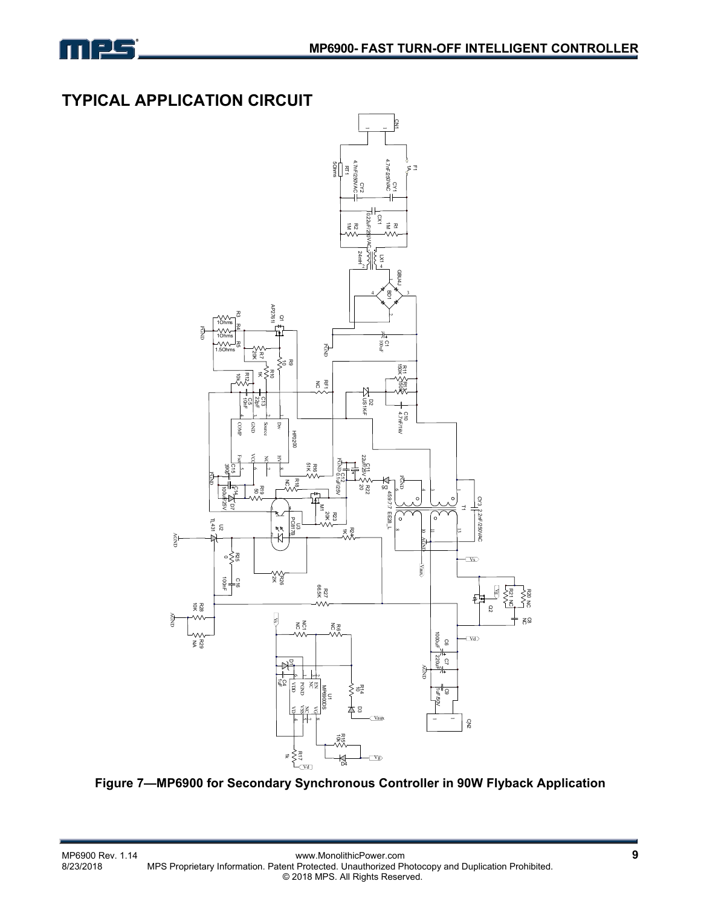## TYPICAL APPLICATION CIRCUIT

**Figure 7—MP6900 for Secondary Synchronous Controller in 90W Flyback Application**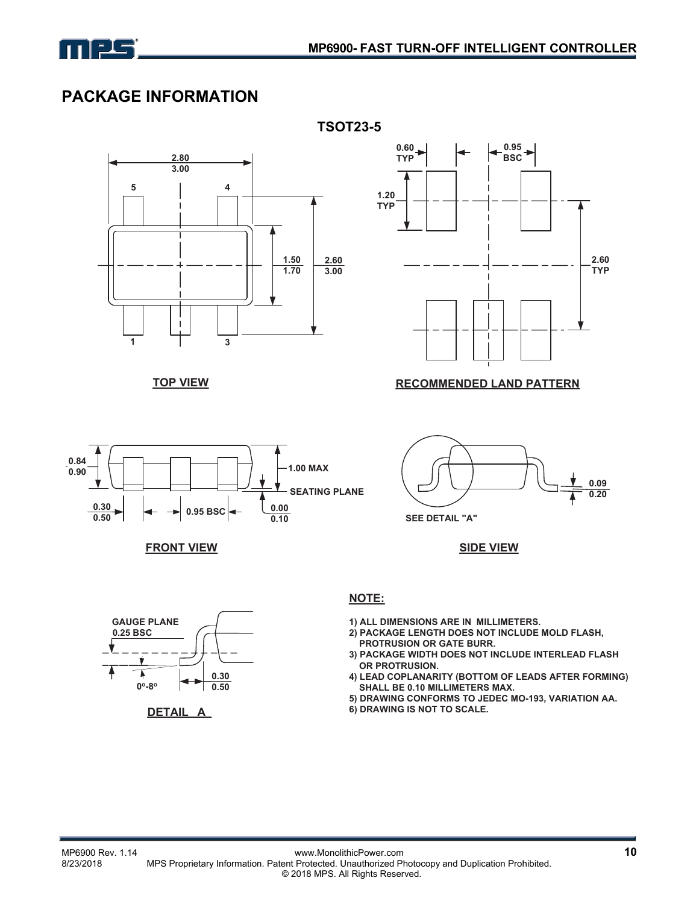## PACKAGE INFORMATION

### TSOT23-5

TOP VIEW

RECOMMENDED LAND PATTERN

FRONT VIEW

SIDE VIEW

DETAIL A

**NOTE:**

1) ALL DIMENSIONS ARE IN MILLIMETERS.
2) PACKAGE LENGTH DOES NOT INCLUDE MOLD FLASH, PROTRUSION OR GATE BURR.
3) PACKAGE WIDTH DOES NOT INCLUDE INTERLEAD FLASH OR PROTRUSION.
4) LEAD COPLANARITY (BOTTOM OF LEADS AFTER FORMING) SHALL BE 0.10 MILLIMETERS MAX.
5) DRAWING CONFORMS TO JEDEC MO-193, VARIATION AA.
6) DRAWING IS NOT TO SCALE.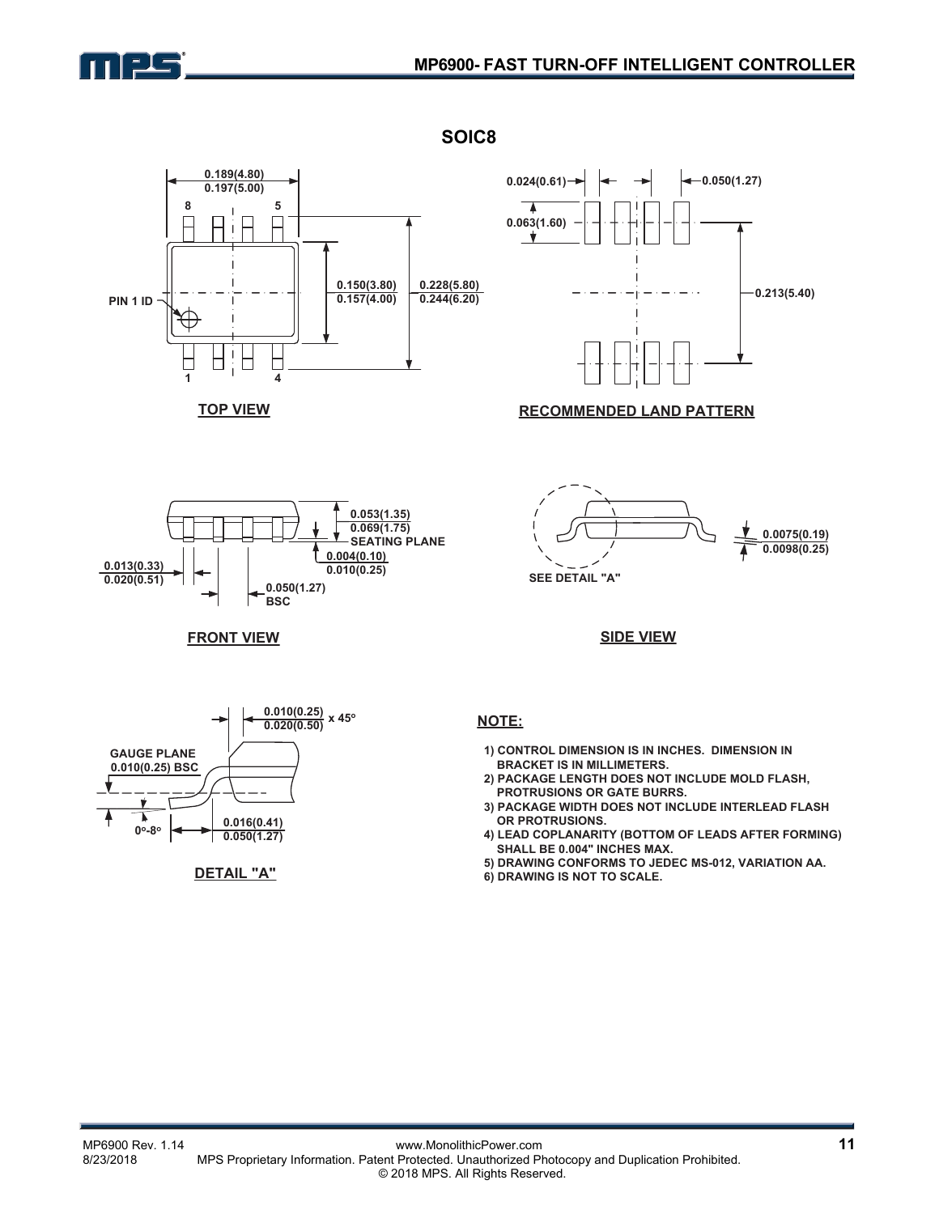## SOIC8

**TOP VIEW**

0.189(4.80)
0.197(5.00)

8 5

PIN 1 ID

0.150(3.80)
0.157(4.00)

0.228(5.80)
0.244(6.20)

1 4

**RECOMMENDED LAND PATTERN**

0.024(0.61)

0.050(1.27)

0.063(1.60)

0.213(5.40)

**FRONT VIEW**

0.053(1.35)
0.069(1.75)

SEATING PLANE

0.004(0.10)
0.010(0.25)

0.013(0.33)
0.020(0.51)

0.050(1.27)
BSC

**SIDE VIEW**

SEE DETAIL "A"

0.0075(0.19)
0.0098(0.25)

**DETAIL "A"**

0.010(0.25)
0.020(0.50) x 45°

GAUGE PLANE
0.010(0.25) BSC

0°-8°

0.016(0.41)
0.050(1.27)

**NOTE:**

1) CONTROL DIMENSION IS IN INCHES. DIMENSION IN BRACKET IS IN MILLIMETERS.
2) PACKAGE LENGTH DOES NOT INCLUDE MOLD FLASH, PROTRUSIONS OR GATE BURRS.
3) PACKAGE WIDTH DOES NOT INCLUDE INTERLEAD FLASH OR PROTRUSIONS.
4) LEAD COPLANARITY (BOTTOM OF LEADS AFTER FORMING) SHALL BE 0.004" INCHES MAX.
5) DRAWING CONFORMS TO JEDEC MS-012, VARIATION AA.
6) DRAWING IS NOT TO SCALE.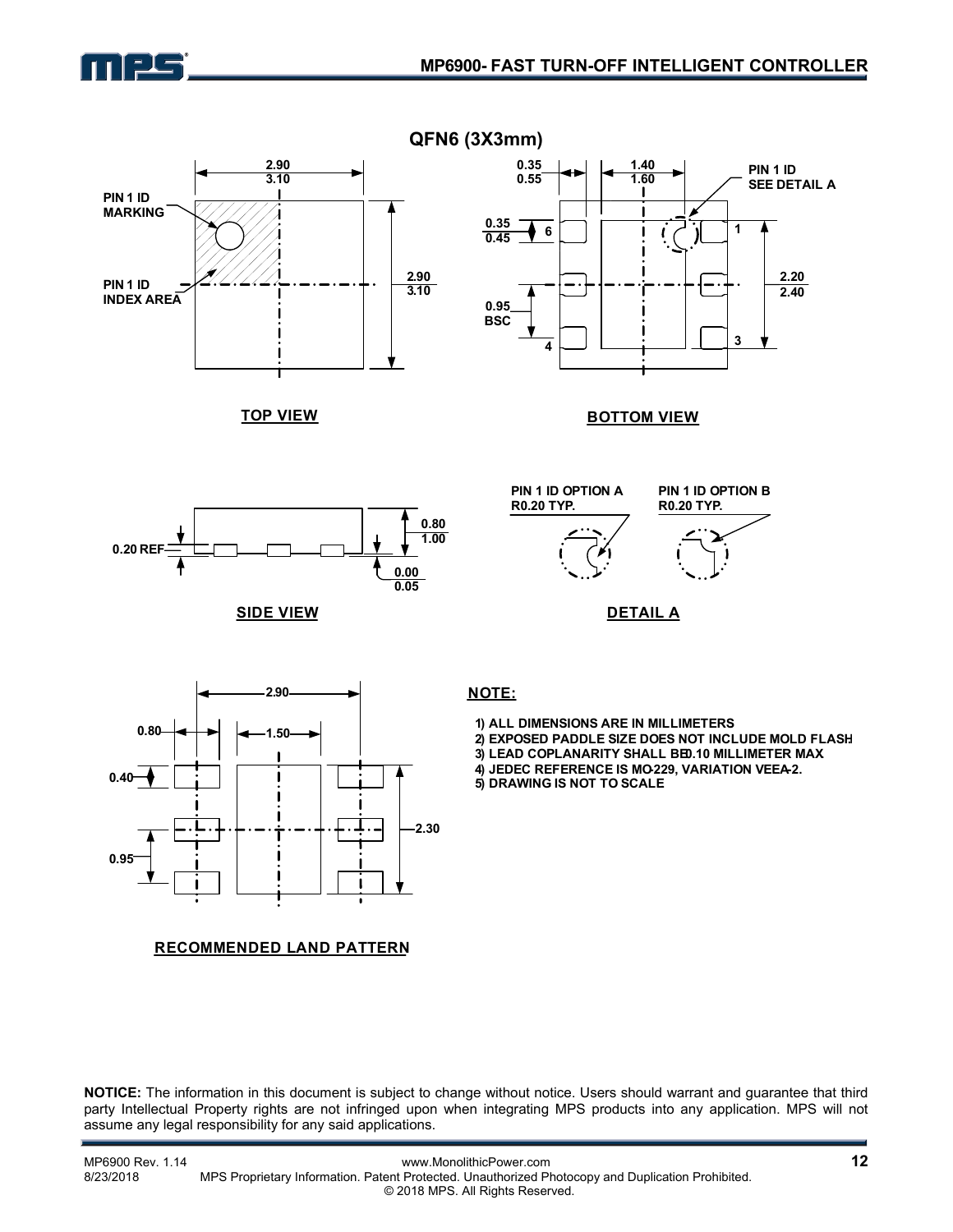## QFN6 (3X3mm)

PIN 1 ID MARKING

PIN 1 ID INDEX AREA

2.90
3.10

2.90
3.10

**TOP VIEW**

0.35
0.55

1.40
1.60

PIN 1 ID
SEE DETAIL A

0.35
0.45

0.95
BSC

2.20
2.40

6 1 4 3

**BOTTOM VIEW**

0.20 REF

0.80
1.00

0.00
0.05

**SIDE VIEW**

PIN 1 ID OPTION A
R0.20 TYP.

PIN 1 ID OPTION B
R0.20 TYP.

**DETAIL A**

2.90
0.80
1.50
0.40
2.30
0.95

**RECOMMENDED LAND PATTERN**

**NOTE:**

1) ALL DIMENSIONS ARE IN MILLIMETERS
2) EXPOSED PADDLE SIZE DOES NOT INCLUDE MOLD FLASH
3) LEAD COPLANARITY SHALL BE 0.10 MILLIMETER MAX
4) JEDEC REFERENCE IS MO-229, VARIATION VEEA-2.
5) DRAWING IS NOT TO SCALE

**NOTICE:** The information in this document is subject to change without notice. Users should warrant and guarantee that third party Intellectual Property rights are not infringed upon when integrating MPS products into any application. MPS will not assume any legal responsibility for any said applications.